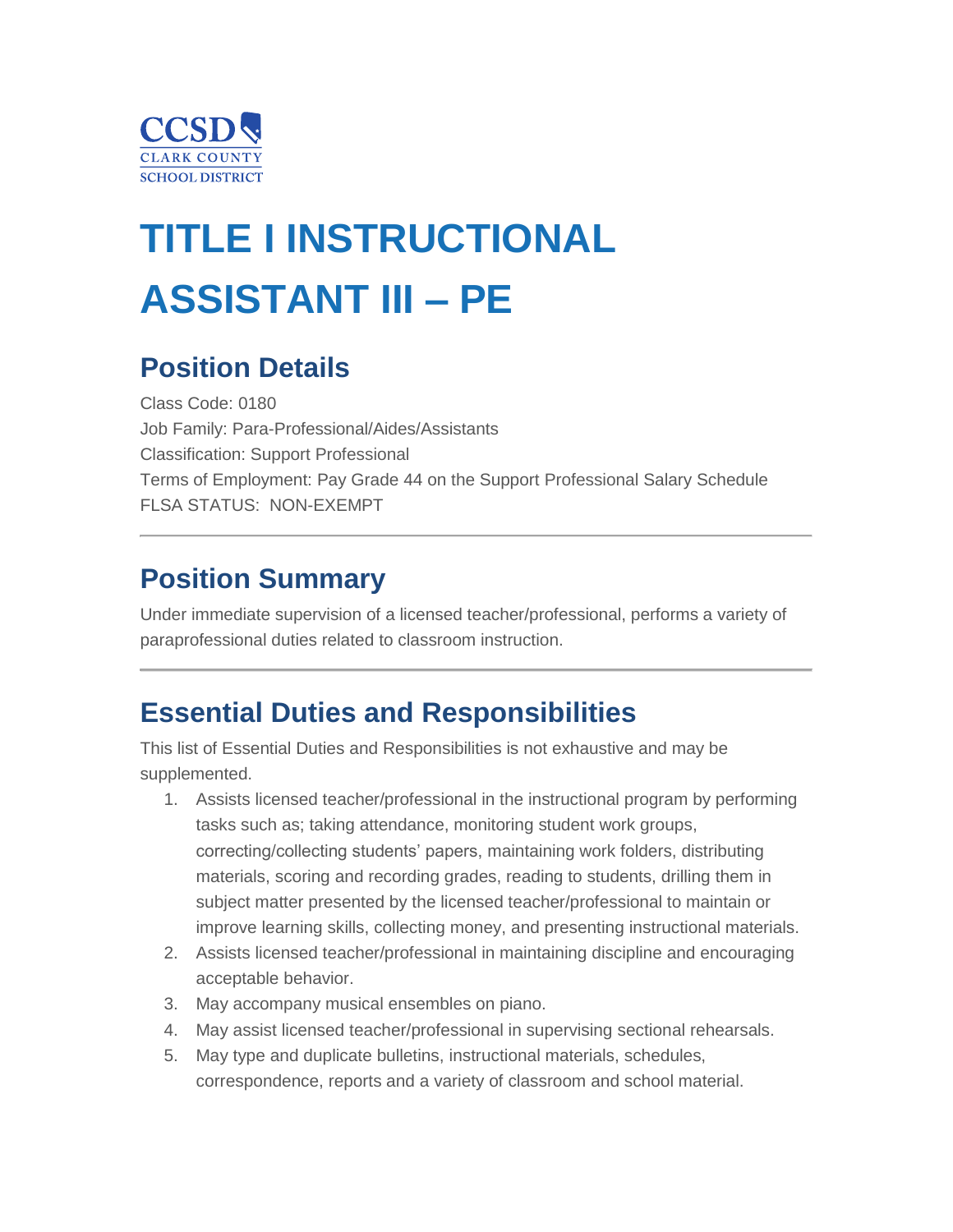CCSD
CLARK COUNTY
SCHOOL DISTRICT

# TITLE I INSTRUCTIONAL ASSISTANT III – PE

## Position Details

Class Code: 0180
Job Family: Para-Professional/Aides/Assistants
Classification: Support Professional
Terms of Employment: Pay Grade 44 on the Support Professional Salary Schedule
FLSA STATUS: NON-EXEMPT

---

## Position Summary

Under immediate supervision of a licensed teacher/professional, performs a variety of paraprofessional duties related to classroom instruction.

---

## Essential Duties and Responsibilities

This list of Essential Duties and Responsibilities is not exhaustive and may be supplemented.

1. Assists licensed teacher/professional in the instructional program by performing tasks such as; taking attendance, monitoring student work groups, correcting/collecting students' papers, maintaining work folders, distributing materials, scoring and recording grades, reading to students, drilling them in subject matter presented by the licensed teacher/professional to maintain or improve learning skills, collecting money, and presenting instructional materials.
2. Assists licensed teacher/professional in maintaining discipline and encouraging acceptable behavior.
3. May accompany musical ensembles on piano.
4. May assist licensed teacher/professional in supervising sectional rehearsals.
5. May type and duplicate bulletins, instructional materials, schedules, correspondence, reports and a variety of classroom and school material.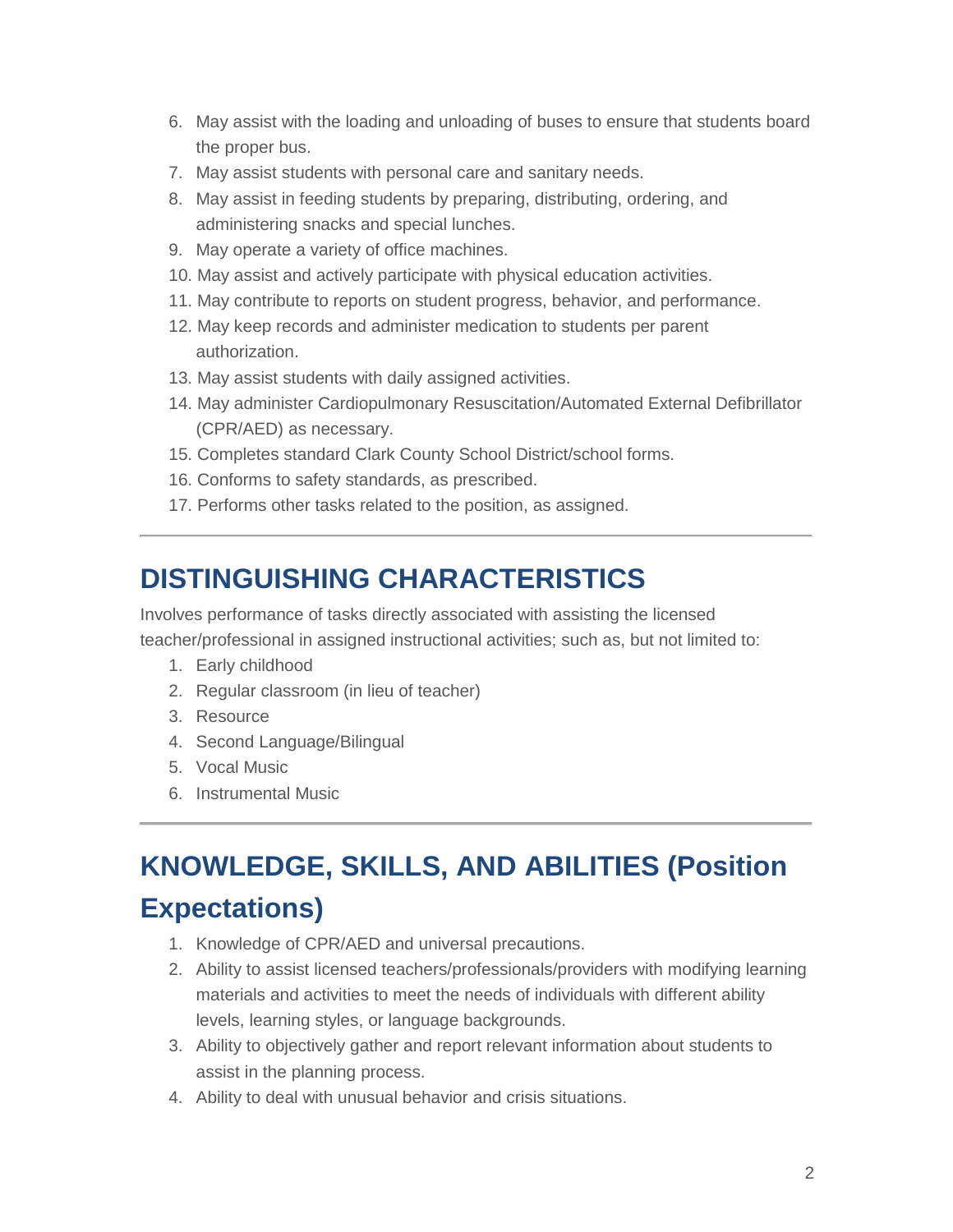6. May assist with the loading and unloading of buses to ensure that students board the proper bus.
7. May assist students with personal care and sanitary needs.
8. May assist in feeding students by preparing, distributing, ordering, and administering snacks and special lunches.
9. May operate a variety of office machines.
10. May assist and actively participate with physical education activities.
11. May contribute to reports on student progress, behavior, and performance.
12. May keep records and administer medication to students per parent authorization.
13. May assist students with daily assigned activities.
14. May administer Cardiopulmonary Resuscitation/Automated External Defibrillator (CPR/AED) as necessary.
15. Completes standard Clark County School District/school forms.
16. Conforms to safety standards, as prescribed.
17. Performs other tasks related to the position, as assigned.

---

## DISTINGUISHING CHARACTERISTICS

Involves performance of tasks directly associated with assisting the licensed teacher/professional in assigned instructional activities; such as, but not limited to:

1. Early childhood
2. Regular classroom (in lieu of teacher)
3. Resource
4. Second Language/Bilingual
5. Vocal Music
6. Instrumental Music

---

## KNOWLEDGE, SKILLS, AND ABILITIES (Position Expectations)

1. Knowledge of CPR/AED and universal precautions.
2. Ability to assist licensed teachers/professionals/providers with modifying learning materials and activities to meet the needs of individuals with different ability levels, learning styles, or language backgrounds.
3. Ability to objectively gather and report relevant information about students to assist in the planning process.
4. Ability to deal with unusual behavior and crisis situations.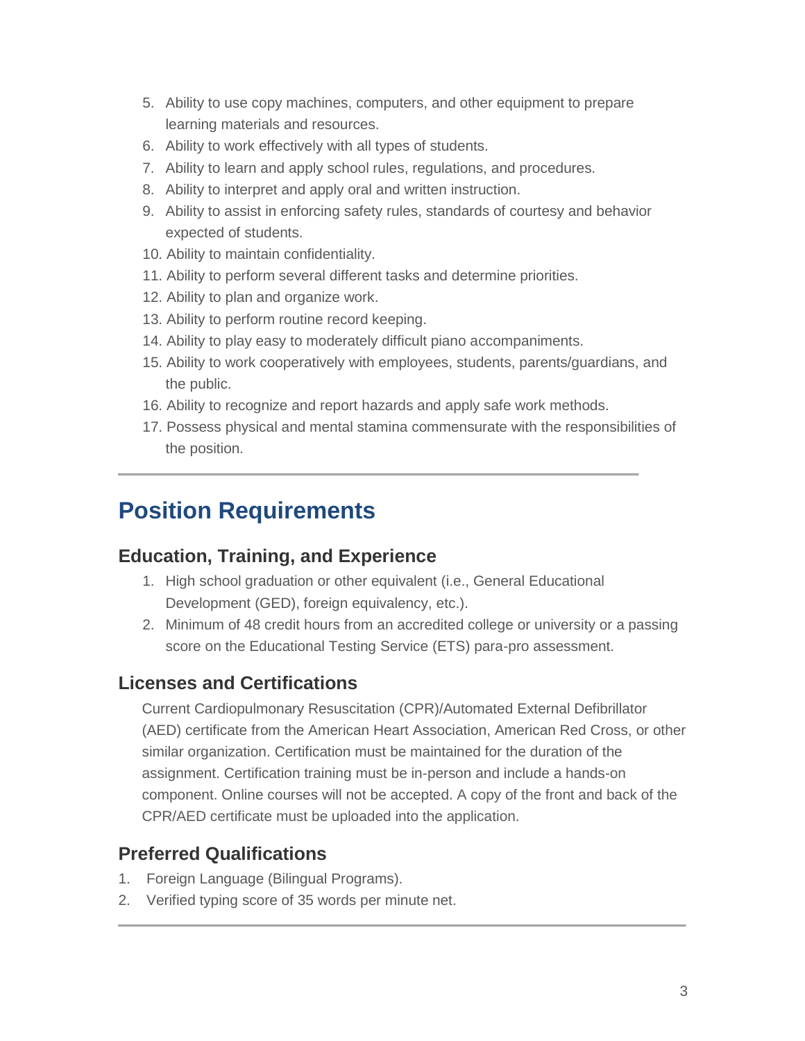5. Ability to use copy machines, computers, and other equipment to prepare learning materials and resources.
6. Ability to work effectively with all types of students.
7. Ability to learn and apply school rules, regulations, and procedures.
8. Ability to interpret and apply oral and written instruction.
9. Ability to assist in enforcing safety rules, standards of courtesy and behavior expected of students.
10. Ability to maintain confidentiality.
11. Ability to perform several different tasks and determine priorities.
12. Ability to plan and organize work.
13. Ability to perform routine record keeping.
14. Ability to play easy to moderately difficult piano accompaniments.
15. Ability to work cooperatively with employees, students, parents/guardians, and the public.
16. Ability to recognize and report hazards and apply safe work methods.
17. Possess physical and mental stamina commensurate with the responsibilities of the position.

---

# Position Requirements

## Education, Training, and Experience

1. High school graduation or other equivalent (i.e., General Educational Development (GED), foreign equivalency, etc.).
2. Minimum of 48 credit hours from an accredited college or university or a passing score on the Educational Testing Service (ETS) para-pro assessment.

## Licenses and Certifications

Current Cardiopulmonary Resuscitation (CPR)/Automated External Defibrillator (AED) certificate from the American Heart Association, American Red Cross, or other similar organization. Certification must be maintained for the duration of the assignment. Certification training must be in-person and include a hands-on component. Online courses will not be accepted. A copy of the front and back of the CPR/AED certificate must be uploaded into the application.

## Preferred Qualifications

1. Foreign Language (Bilingual Programs).
2. Verified typing score of 35 words per minute net.

---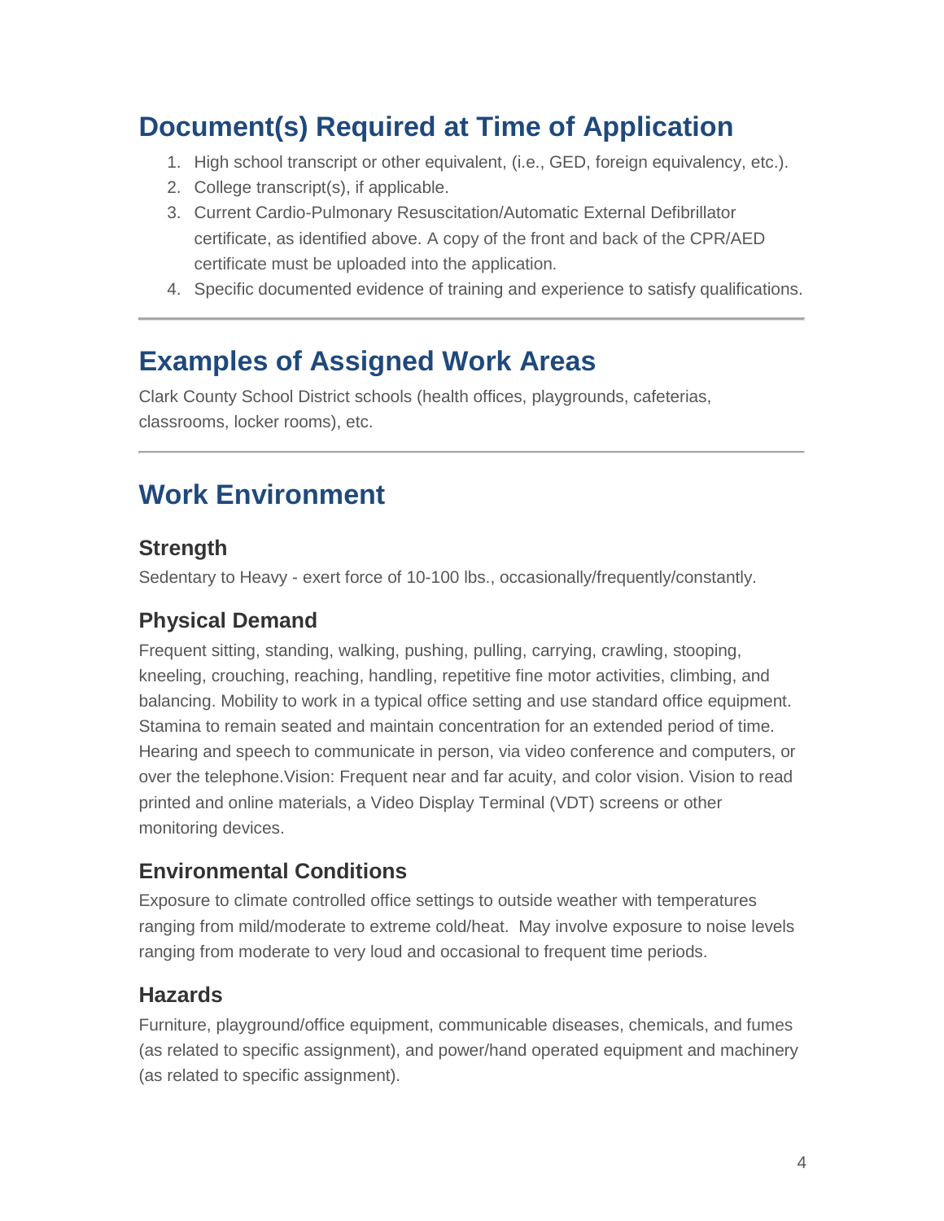## Document(s) Required at Time of Application

1. High school transcript or other equivalent, (i.e., GED, foreign equivalency, etc.).
2. College transcript(s), if applicable.
3. Current Cardio-Pulmonary Resuscitation/Automatic External Defibrillator certificate, as identified above. A copy of the front and back of the CPR/AED certificate must be uploaded into the application.
4. Specific documented evidence of training and experience to satisfy qualifications.

---

## Examples of Assigned Work Areas

Clark County School District schools (health offices, playgrounds, cafeterias, classrooms, locker rooms), etc.

---

## Work Environment

### Strength

Sedentary to Heavy - exert force of 10-100 lbs., occasionally/frequently/constantly.

### Physical Demand

Frequent sitting, standing, walking, pushing, pulling, carrying, crawling, stooping, kneeling, crouching, reaching, handling, repetitive fine motor activities, climbing, and balancing. Mobility to work in a typical office setting and use standard office equipment. Stamina to remain seated and maintain concentration for an extended period of time. Hearing and speech to communicate in person, via video conference and computers, or over the telephone.Vision: Frequent near and far acuity, and color vision. Vision to read printed and online materials, a Video Display Terminal (VDT) screens or other monitoring devices.

### Environmental Conditions

Exposure to climate controlled office settings to outside weather with temperatures ranging from mild/moderate to extreme cold/heat. May involve exposure to noise levels ranging from moderate to very loud and occasional to frequent time periods.

### Hazards

Furniture, playground/office equipment, communicable diseases, chemicals, and fumes (as related to specific assignment), and power/hand operated equipment and machinery (as related to specific assignment).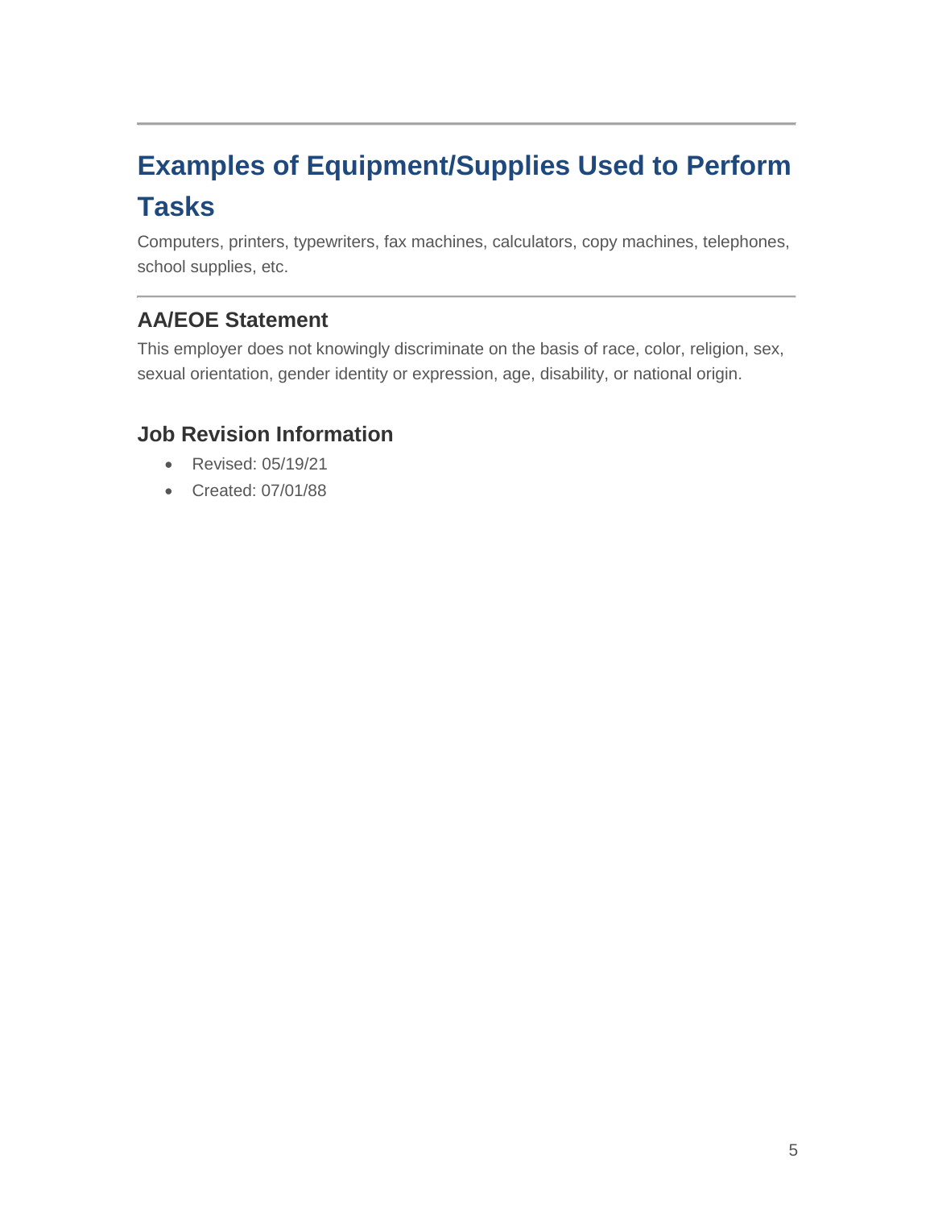---

## Examples of Equipment/Supplies Used to Perform Tasks

Computers, printers, typewriters, fax machines, calculators, copy machines, telephones, school supplies, etc.

---

### AA/EOE Statement

This employer does not knowingly discriminate on the basis of race, color, religion, sex, sexual orientation, gender identity or expression, age, disability, or national origin.

### Job Revision Information

- Revised: 05/19/21
- Created: 07/01/88